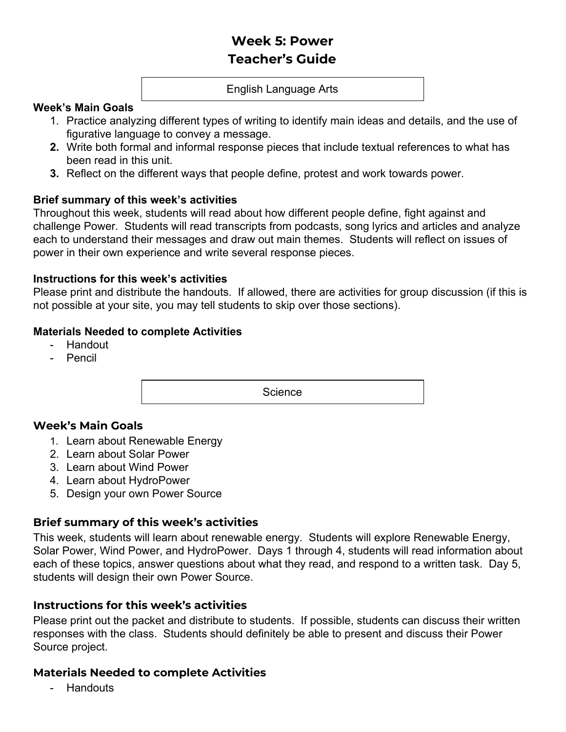# Week 5: Power
# Teacher's Guide

## English Language Arts

**Week's Main Goals**

1. Practice analyzing different types of writing to identify main ideas and details, and the use of figurative language to convey a message.
2. Write both formal and informal response pieces that include textual references to what has been read in this unit.
3. Reflect on the different ways that people define, protest and work towards power.

**Brief summary of this week's activities**

Throughout this week, students will read about how different people define, fight against and challenge Power. Students will read transcripts from podcasts, song lyrics and articles and analyze each to understand their messages and draw out main themes. Students will reflect on issues of power in their own experience and write several response pieces.

**Instructions for this week's activities**

Please print and distribute the handouts. If allowed, there are activities for group discussion (if this is not possible at your site, you may tell students to skip over those sections).

**Materials Needed to complete Activities**

- Handout
- Pencil

## Science

### Week's Main Goals

1. Learn about Renewable Energy
2. Learn about Solar Power
3. Learn about Wind Power
4. Learn about HydroPower
5. Design your own Power Source

### Brief summary of this week's activities

This week, students will learn about renewable energy. Students will explore Renewable Energy, Solar Power, Wind Power, and HydroPower. Days 1 through 4, students will read information about each of these topics, answer questions about what they read, and respond to a written task. Day 5, students will design their own Power Source.

### Instructions for this week's activities

Please print out the packet and distribute to students. If possible, students can discuss their written responses with the class. Students should definitely be able to present and discuss their Power Source project.

### Materials Needed to complete Activities

- Handouts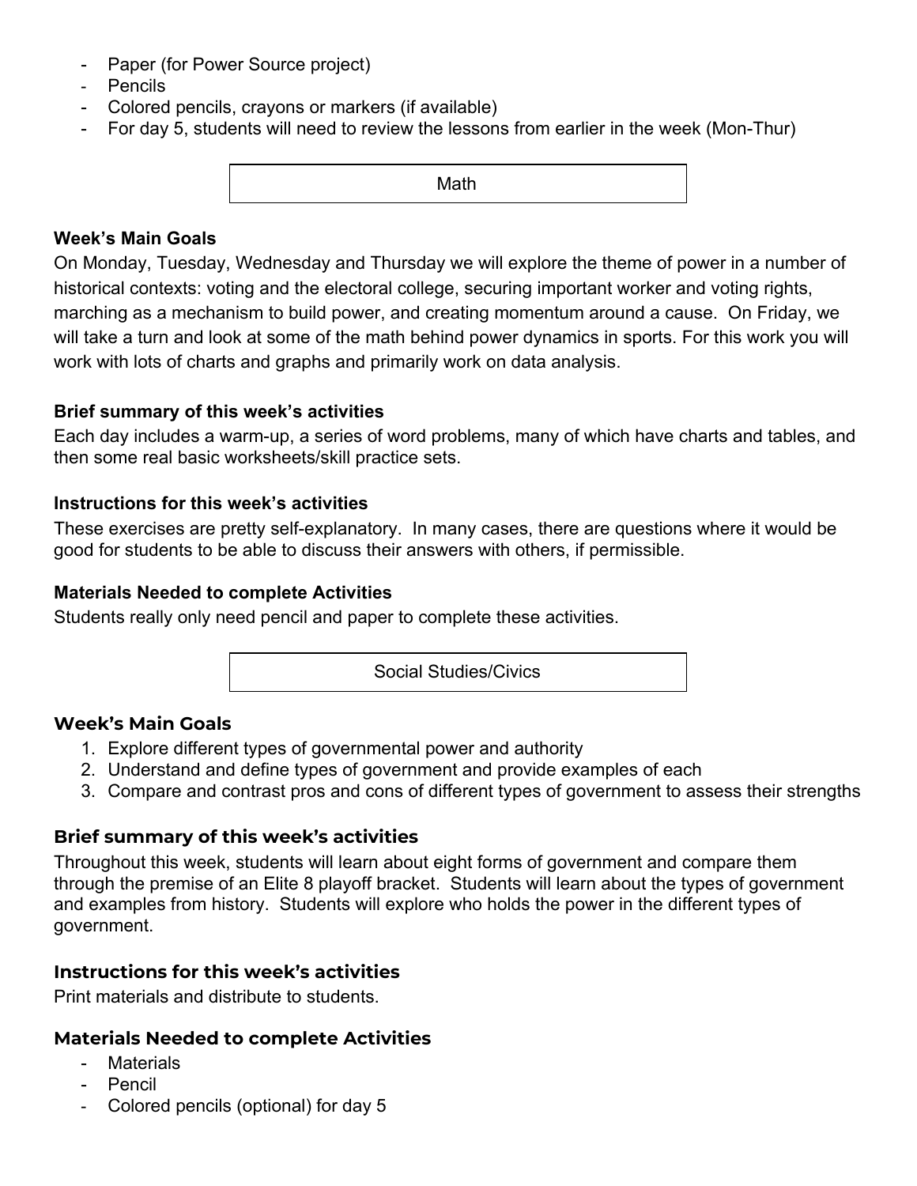- Paper (for Power Source project)
- Pencils
- Colored pencils, crayons or markers (if available)
- For day 5, students will need to review the lessons from earlier in the week (Mon-Thur)

## Math

### Week's Main Goals

On Monday, Tuesday, Wednesday and Thursday we will explore the theme of power in a number of historical contexts: voting and the electoral college, securing important worker and voting rights, marching as a mechanism to build power, and creating momentum around a cause. On Friday, we will take a turn and look at some of the math behind power dynamics in sports. For this work you will work with lots of charts and graphs and primarily work on data analysis.

### Brief summary of this week's activities

Each day includes a warm-up, a series of word problems, many of which have charts and tables, and then some real basic worksheets/skill practice sets.

### Instructions for this week's activities

These exercises are pretty self-explanatory. In many cases, there are questions where it would be good for students to be able to discuss their answers with others, if permissible.

### Materials Needed to complete Activities

Students really only need pencil and paper to complete these activities.

## Social Studies/Civics

### Week's Main Goals

1. Explore different types of governmental power and authority
2. Understand and define types of government and provide examples of each
3. Compare and contrast pros and cons of different types of government to assess their strengths

### Brief summary of this week's activities

Throughout this week, students will learn about eight forms of government and compare them through the premise of an Elite 8 playoff bracket. Students will learn about the types of government and examples from history. Students will explore who holds the power in the different types of government.

### Instructions for this week's activities

Print materials and distribute to students.

### Materials Needed to complete Activities

- Materials
- Pencil
- Colored pencils (optional) for day 5